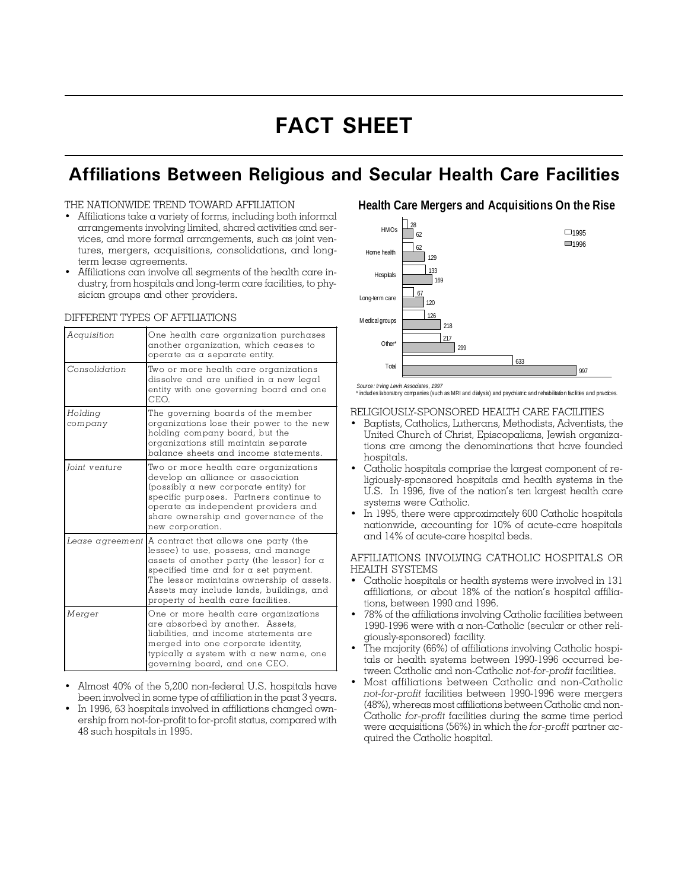# FACT SHEET

## Affiliations Between Religious and Secular Health Care Facilities

THE NATIONWIDE TREND TOWARD AFFILIATION

- Affiliations take a variety of forms, including both informal arrangements involving limited, shared activities and services, and more formal arrangements, such as joint ventures, mergers, acquisitions, consolidations, and long-term lease agreements.
- Affiliations can involve all segments of the health care industry, from hospitals and long-term care facilities, to physician groups and other providers.

DIFFERENT TYPES OF AFFILIATIONS

| | |
|---|---|
| *Acquisition* | One health care organization purchases another organization, which ceases to operate as a separate entity. |
| *Consolidation* | Two or more health care organizations dissolve and are unified in a new legal entity with one governing board and one CEO. |
| *Holding company* | The governing boards of the member organizations lose their power to the new holding company board, but the organizations still maintain separate balance sheets and income statements. |
| *Joint venture* | Two or more health care organizations develop an alliance or association (possibly a new corporate entity) for specific purposes. Partners continue to operate as independent providers and share ownership and governance of the new corporation. |
| *Lease agreement* | A contract that allows one party (the lessee) to use, possess, and manage assets of another party (the lessor) for a specified time and for a set payment. The lessor maintains ownership of assets. Assets may include lands, buildings, and property of health care facilities. |
| *Merger* | One or more health care organizations are absorbed by another. Assets, liabilities, and income statements are merged into one corporate identity, typically a system with a new name, one governing board, and one CEO. |

- Almost 40% of the 5,200 non-federal U.S. hospitals have been involved in some type of affiliation in the past 3 years.
- In 1996, 63 hospitals involved in affiliations changed ownership from not-for-profit to for-profit status, compared with 48 such hospitals in 1995.

**Health Care Mergers and Acquisitions On the Rise**

| | 1995 | 1996 |
|---|---|---|
| HMOs | 28 | 62 |
| Home health | 62 | 129 |
| Hospitals | 133 | 169 |
| Long-term care | 67 | 120 |
| Medical groups | 126 | 218 |
| Other* | 217 | 299 |
| Total | 633 | 997 |

*Source: Irving Levin Associates, 1997*

\* includes laboratory companies (such as MRI and dialysis) and psychiatric and rehabilitation facilites and practices.

RELIGIOUSLY-SPONSORED HEALTH CARE FACILITIES

- Baptists, Catholics, Lutherans, Methodists, Adventists, the United Church of Christ, Episcopalians, Jewish organizations are among the denominations that have founded hospitals.
- Catholic hospitals comprise the largest component of religiously-sponsored hospitals and health systems in the U.S. In 1996, five of the nation's ten largest health care systems were Catholic.
- In 1995, there were approximately 600 Catholic hospitals nationwide, accounting for 10% of acute-care hospitals and 14% of acute-care hospital beds.

AFFILIATIONS INVOLVING CATHOLIC HOSPITALS OR HEALTH SYSTEMS

- Catholic hospitals or health systems were involved in 131 affiliations, or about 18% of the nation's hospital affiliations, between 1990 and 1996.
- 78% of the affiliations involving Catholic facilities between 1990-1996 were with a non-Catholic (secular or other religiously-sponsored) facility.
- The majority (66%) of affiliations involving Catholic hospitals or health systems between 1990-1996 occurred between Catholic and non-Catholic *not-for-profit* facilities.
- Most affiliations between Catholic and non-Catholic *not-for-profit* facilities between 1990-1996 were mergers (48%), whereas most affiliations between Catholic and non-Catholic *for-profit* facilities during the same time period were acquisitions (56%) in which the *for-profit* partner acquired the Catholic hospital.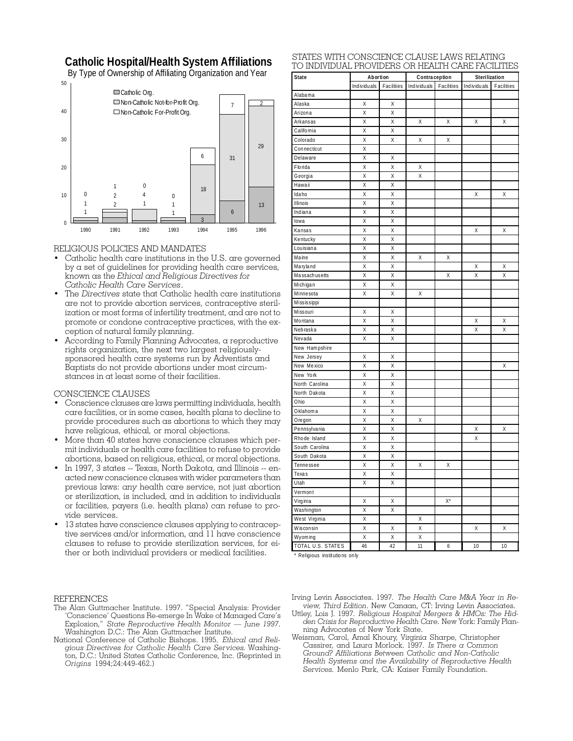## Catholic Hospital/Health System Affiliations

By Type of Ownership of Affiliating Organization and Year

50
40
30
20
10
0

Catholic Org.
Non-Catholic Not-for-Profit Org.
Non-Catholic For-Profit Org.

1990: 0, 1, 1
1991: 1, 2, 2
1992: 0, 4, 1
1993: 0, 1, 1
1994: 6, 18, 3
1995: 7, 31, 6
1996: 2, 29, 13

1990 1991 1992 1993 1994 1995 1996

### RELIGIOUS POLICIES AND MANDATES

- Catholic health care institutions in the U.S. are governed by a set of guidelines for providing health care services, known as the *Ethical and Religious Directives for Catholic Health Care Services*.
- The *Directives* state that Catholic health care institutions are not to provide abortion services, contraceptive sterilization or most forms of infertility treatment, and are not to promote or condone contraceptive practices, with the exception of natural family planning.
- According to Family Planning Advocates, a reproductive rights organization, the next two largest religiously-sponsored health care systems run by Adventists and Baptists do not provide abortions under most circumstances in at least some of their facilities.

### CONSCIENCE CLAUSES

- Conscience clauses are laws permitting individuals, health care facilities, or in some cases, health plans to decline to provide procedures such as abortions to which they may have religious, ethical, or moral objections.
- More than 40 states have conscience clauses which permit individuals or health care facilities to refuse to provide abortions, based on religious, ethical, or moral objections.
- In 1997, 3 states -- Texas, North Dakota, and Illinois -- enacted new conscience clauses with wider parameters than previous laws: *any* health care service, not just abortion or sterilization, is included, and in addition to individuals or facilities, payers (i.e. health plans) can refuse to provide services.
- 13 states have conscience clauses applying to contraceptive services and/or information, and 11 have conscience clauses to refuse to provide sterilization services, for either or both individual providers or medical facilities.

### STATES WITH CONSCIENCE CLAUSE LAWS RELATING TO INDIVIDUAL PROVIDERS OR HEALTH CARE FACILITIES

| State | Abortion | | Contraception | | Sterilization | |
|---|---|---|---|---|---|---|
| | Individuals | Facilities | Individuals | Facilities | Individuals | Facilities |
| Alabama | | | | | | |
| Alaska | X | X | | | | |
| Arizona | X | X | | | | |
| Arkansas | X | X | X | X | X | X |
| California | X | X | | | | |
| Colorado | X | X | X | X | | |
| Connecticut | X | | | | | |
| Delaware | X | X | | | | |
| Florida | X | X | X | | | |
| Georgia | X | X | X | | | |
| Hawaii | X | X | | | | |
| Idaho | X | X | | | X | X |
| Illinois | X | X | | | | |
| Indiana | X | X | | | | |
| Iowa | X | X | | | | |
| Kansas | X | X | | | X | X |
| Kentucky | X | X | | | | |
| Louisiana | X | X | | | | |
| Maine | X | X | X | X | | |
| Maryland | X | X | | | X | X |
| Massachusetts | X | X | | X | X | X |
| Michigan | X | X | | | | |
| Minnesota | X | X | X | | | |
| Mississippi | | | | | | |
| Missouri | X | X | | | | |
| Montana | X | X | | | X | X |
| Nebraska | X | X | | | X | X |
| Nevada | X | X | | | | |
| New Hampshire | | | | | | |
| New Jersey | X | X | | | | |
| New Mexico | X | X | | | | X |
| New York | X | X | | | | |
| North Carolina | X | X | | | | |
| North Dakota | X | X | | | | |
| Ohio | X | X | | | | |
| Oklahoma | X | X | | | | |
| Oregon | X | X | X | | | |
| Pennsylvania | X | X | | | X | X |
| Rhode Island | X | X | | | X | |
| South Carolina | X | X | | | | |
| South Dakota | X | X | | | | |
| Tennessee | X | X | X | X | | |
| Texas | X | X | | | | |
| Utah | X | X | | | | |
| Vermont | | | | | | |
| Virginia | X | X | | X* | | |
| Washington | X | X | | | | |
| West Virginia | X | | X | | | |
| Wisconsin | X | X | X | | X | X |
| Wyoming | X | X | X | | | |
| TOTAL U.S. STATES | 46 | 42 | 11 | 6 | 10 | 10 |

\* Religious institutions only

### REFERENCES

The Alan Guttmacher Institute. 1997. "Special Analysis: Provider 'Conscience' Questions Re-emerge In Wake of Managed Care's Explosion," *State Reproductive Health Monitor — June 1997*. Washington D.C.: The Alan Guttmacher Institute.

National Conference of Catholic Bishops. 1995. *Ethical and Religious Directives for Catholic Health Care Services*. Washington, D.C.: United States Catholic Conference, Inc. (Reprinted in *Origins* 1994;24:449-462.)

Irving Levin Associates. 1997. *The Health Care M&A Year in Review, Third Edition*. New Canaan, CT: Irving Levin Associates.

Uttley, Lois J. 1997. *Religious Hospital Mergers & HMOs: The Hidden Crisis for Reproductive Health Care*. New York: Family Planning Advocates of New York State.

Weisman, Carol, Amal Khoury, Virginia Sharpe, Christopher Cassirer, and Laura Morlock. 1997. *Is There a Common Ground? Affiliations Between Catholic and Non-Catholic Health Systems and the Availability of Reproductive Health Services.* Menlo Park, CA: Kaiser Family Foundation.